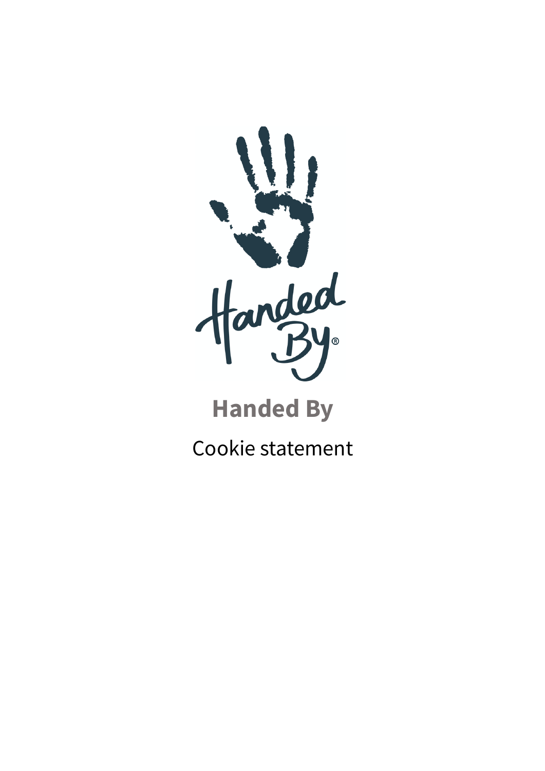# Handed By

Cookie statement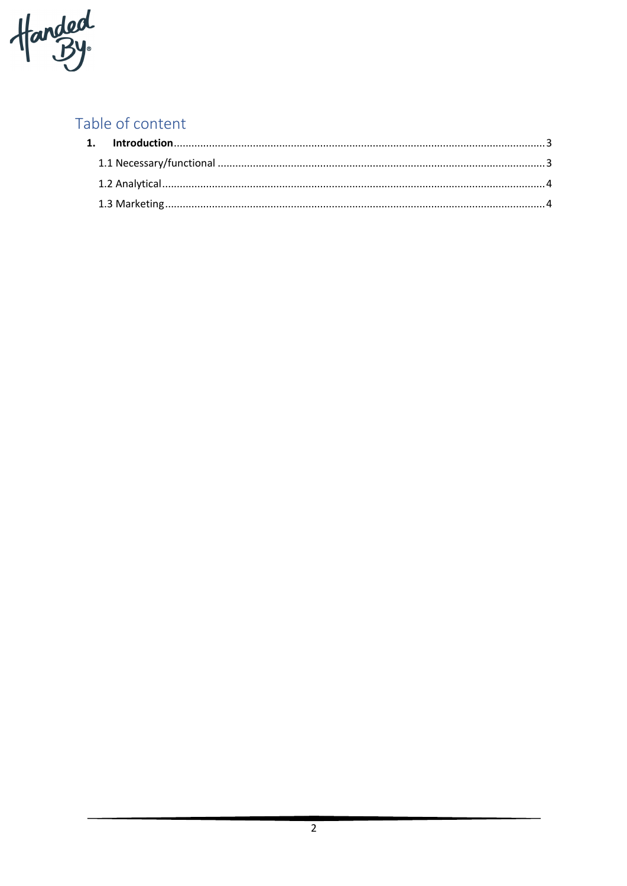## Table of content

1. **Introduction** .......... 3
   - 1.1 Necessary/functional .......... 3
   - 1.2 Analytical .......... 4
   - 1.3 Marketing .......... 4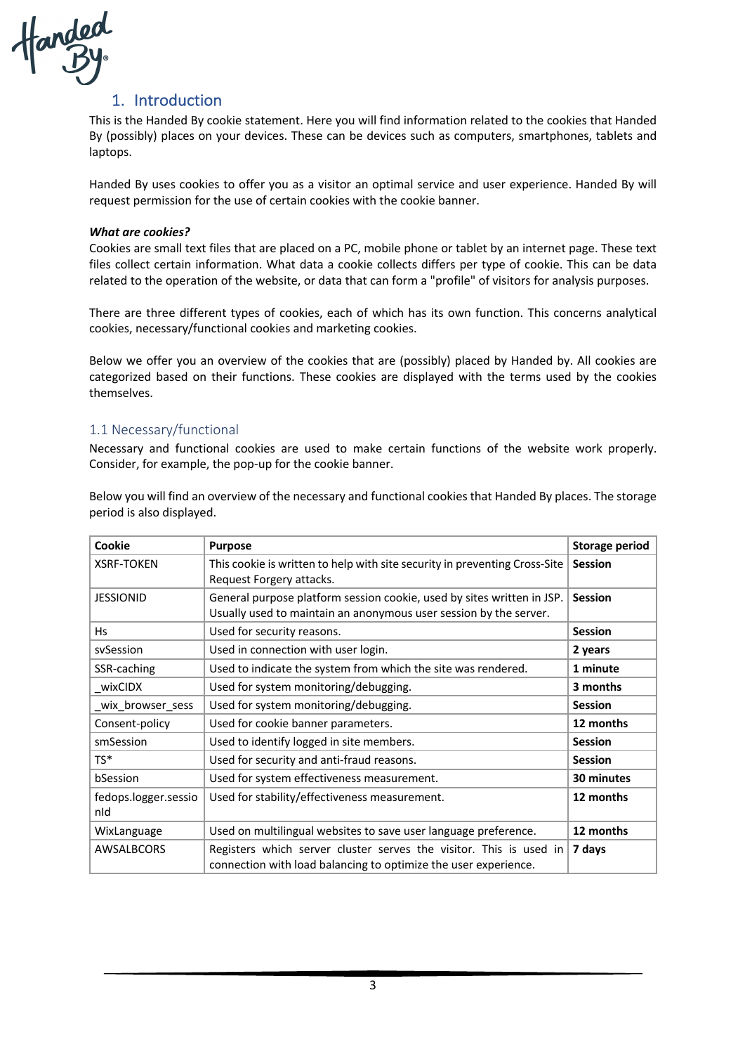# 1. Introduction

This is the Handed By cookie statement. Here you will find information related to the cookies that Handed By (possibly) places on your devices. These can be devices such as computers, smartphones, tablets and laptops.

Handed By uses cookies to offer you as a visitor an optimal service and user experience. Handed By will request permission for the use of certain cookies with the cookie banner.

***What are cookies?***

Cookies are small text files that are placed on a PC, mobile phone or tablet by an internet page. These text files collect certain information. What data a cookie collects differs per type of cookie. This can be data related to the operation of the website, or data that can form a "profile" of visitors for analysis purposes.

There are three different types of cookies, each of which has its own function. This concerns analytical cookies, necessary/functional cookies and marketing cookies.

Below we offer you an overview of the cookies that are (possibly) placed by Handed by. All cookies are categorized based on their functions. These cookies are displayed with the terms used by the cookies themselves.

## 1.1 Necessary/functional

Necessary and functional cookies are used to make certain functions of the website work properly. Consider, for example, the pop-up for the cookie banner.

Below you will find an overview of the necessary and functional cookies that Handed By places. The storage period is also displayed.

| Cookie | Purpose | Storage period |
|---|---|---|
| XSRF-TOKEN | This cookie is written to help with site security in preventing Cross-Site Request Forgery attacks. | **Session** |
| JESSIONID | General purpose platform session cookie, used by sites written in JSP. Usually used to maintain an anonymous user session by the server. | **Session** |
| Hs | Used for security reasons. | **Session** |
| svSession | Used in connection with user login. | **2 years** |
| SSR-caching | Used to indicate the system from which the site was rendered. | **1 minute** |
| _wixCIDX | Used for system monitoring/debugging. | **3 months** |
| _wix_browser_sess | Used for system monitoring/debugging. | **Session** |
| Consent-policy | Used for cookie banner parameters. | **12 months** |
| smSession | Used to identify logged in site members. | **Session** |
| TS* | Used for security and anti-fraud reasons. | **Session** |
| bSession | Used for system effectiveness measurement. | **30 minutes** |
| fedops.logger.sessionId | Used for stability/effectiveness measurement. | **12 months** |
| WixLanguage | Used on multilingual websites to save user language preference. | **12 months** |
| AWSALBCORS | Registers which server cluster serves the visitor. This is used in connection with load balancing to optimize the user experience. | **7 days** |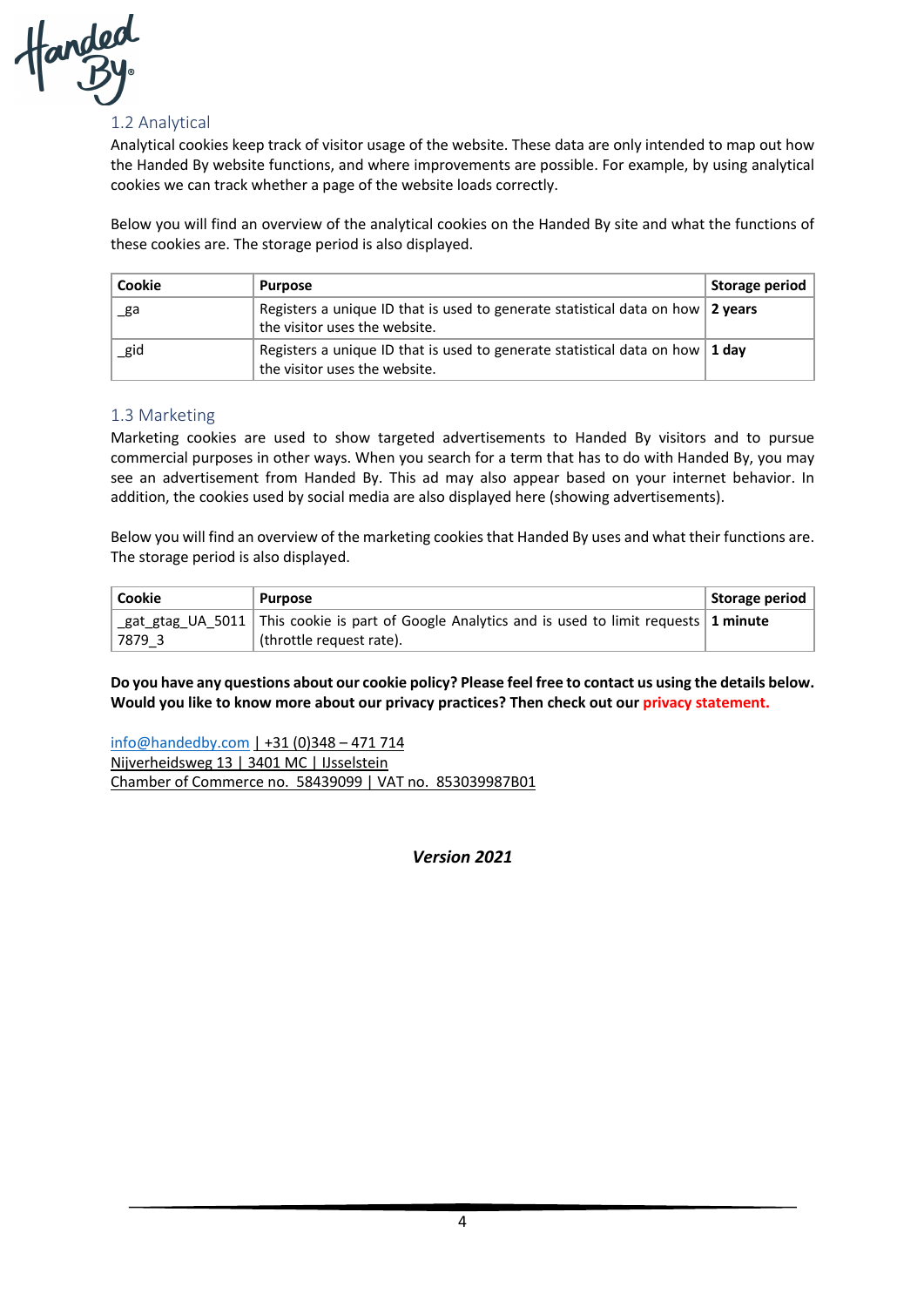## 1.2 Analytical

Analytical cookies keep track of visitor usage of the website. These data are only intended to map out how the Handed By website functions, and where improvements are possible. For example, by using analytical cookies we can track whether a page of the website loads correctly.

Below you will find an overview of the analytical cookies on the Handed By site and what the functions of these cookies are. The storage period is also displayed.

| Cookie | Purpose | Storage period |
|---|---|---|
| _ga | Registers a unique ID that is used to generate statistical data on how the visitor uses the website. | **2 years** |
| _gid | Registers a unique ID that is used to generate statistical data on how the visitor uses the website. | **1 day** |

## 1.3 Marketing

Marketing cookies are used to show targeted advertisements to Handed By visitors and to pursue commercial purposes in other ways. When you search for a term that has to do with Handed By, you may see an advertisement from Handed By. This ad may also appear based on your internet behavior. In addition, the cookies used by social media are also displayed here (showing advertisements).

Below you will find an overview of the marketing cookies that Handed By uses and what their functions are. The storage period is also displayed.

| Cookie | Purpose | Storage period |
|---|---|---|
| _gat_gtag_UA_50117879_3 | This cookie is part of Google Analytics and is used to limit requests (throttle request rate). | **1 minute** |

**Do you have any questions about our cookie policy? Please feel free to contact us using the details below. Would you like to know more about our privacy practices? Then check out our privacy statement.**

info@handedby.com | +31 (0)348 – 471 714
Nijverheidsweg 13 | 3401 MC | IJsselstein
Chamber of Commerce no. 58439099 | VAT no. 853039987B01

***Version 2021***